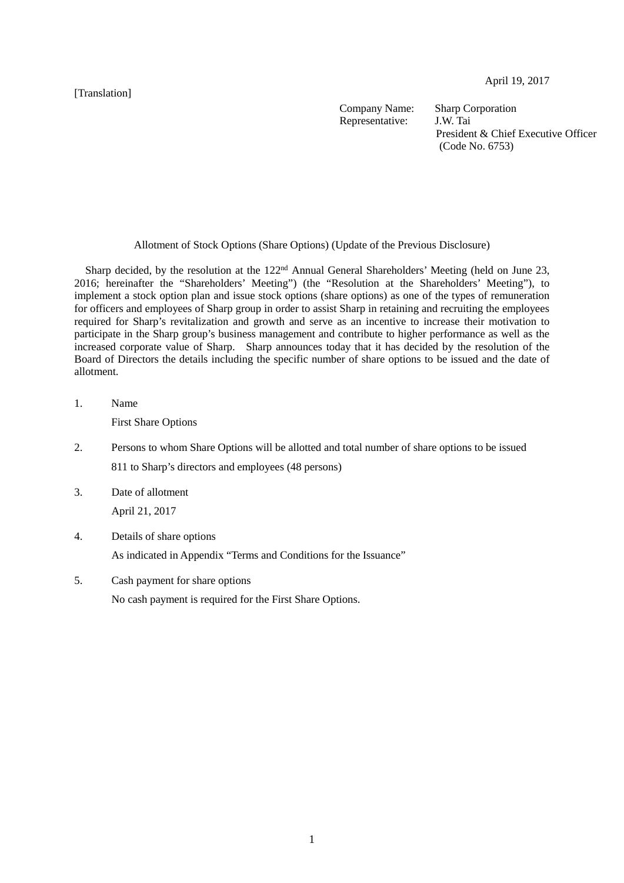April 19, 2017

[Translation]

Company Name: Sharp Corporation
Representative: J.W. Tai
President & Chief Executive Officer
(Code No. 6753)

## Allotment of Stock Options (Share Options) (Update of the Previous Disclosure)

Sharp decided, by the resolution at the 122nd Annual General Shareholders' Meeting (held on June 23, 2016; hereinafter the "Shareholders' Meeting") (the "Resolution at the Shareholders' Meeting"), to implement a stock option plan and issue stock options (share options) as one of the types of remuneration for officers and employees of Sharp group in order to assist Sharp in retaining and recruiting the employees required for Sharp's revitalization and growth and serve as an incentive to increase their motivation to participate in the Sharp group's business management and contribute to higher performance as well as the increased corporate value of Sharp. Sharp announces today that it has decided by the resolution of the Board of Directors the details including the specific number of share options to be issued and the date of allotment.

1. Name

   First Share Options

2. Persons to whom Share Options will be allotted and total number of share options to be issued

   811 to Sharp's directors and employees (48 persons)

3. Date of allotment

   April 21, 2017

4. Details of share options

   As indicated in Appendix "Terms and Conditions for the Issuance"

5. Cash payment for share options

   No cash payment is required for the First Share Options.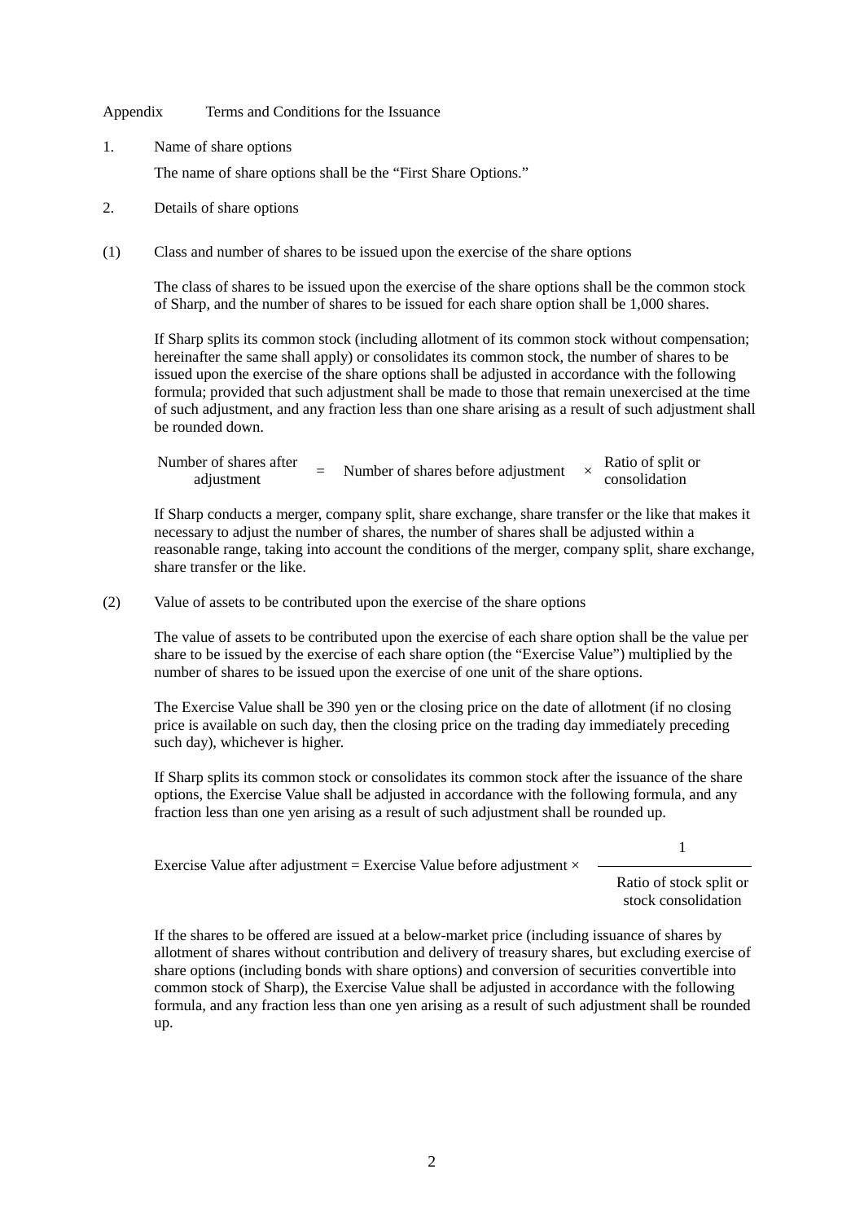Appendix Terms and Conditions for the Issuance

1. Name of share options

   The name of share options shall be the "First Share Options."

2. Details of share options

(1) Class and number of shares to be issued upon the exercise of the share options

The class of shares to be issued upon the exercise of the share options shall be the common stock of Sharp, and the number of shares to be issued for each share option shall be 1,000 shares.

If Sharp splits its common stock (including allotment of its common stock without compensation; hereinafter the same shall apply) or consolidates its common stock, the number of shares to be issued upon the exercise of the share options shall be adjusted in accordance with the following formula; provided that such adjustment shall be made to those that remain unexercised at the time of such adjustment, and any fraction less than one share arising as a result of such adjustment shall be rounded down.

$$\text{Number of shares after adjustment} = \text{Number of shares before adjustment} \times \text{Ratio of split or consolidation}$$

If Sharp conducts a merger, company split, share exchange, share transfer or the like that makes it necessary to adjust the number of shares, the number of shares shall be adjusted within a reasonable range, taking into account the conditions of the merger, company split, share exchange, share transfer or the like.

(2) Value of assets to be contributed upon the exercise of the share options

The value of assets to be contributed upon the exercise of each share option shall be the value per share to be issued by the exercise of each share option (the "Exercise Value") multiplied by the number of shares to be issued upon the exercise of one unit of the share options.

The Exercise Value shall be 390 yen or the closing price on the date of allotment (if no closing price is available on such day, then the closing price on the trading day immediately preceding such day), whichever is higher.

If Sharp splits its common stock or consolidates its common stock after the issuance of the share options, the Exercise Value shall be adjusted in accordance with the following formula, and any fraction less than one yen arising as a result of such adjustment shall be rounded up.

$$\text{Exercise Value after adjustment} = \text{Exercise Value before adjustment} \times \frac{1}{\text{Ratio of stock split or stock consolidation}}$$

If the shares to be offered are issued at a below-market price (including issuance of shares by allotment of shares without contribution and delivery of treasury shares, but excluding exercise of share options (including bonds with share options) and conversion of securities convertible into common stock of Sharp), the Exercise Value shall be adjusted in accordance with the following formula, and any fraction less than one yen arising as a result of such adjustment shall be rounded up.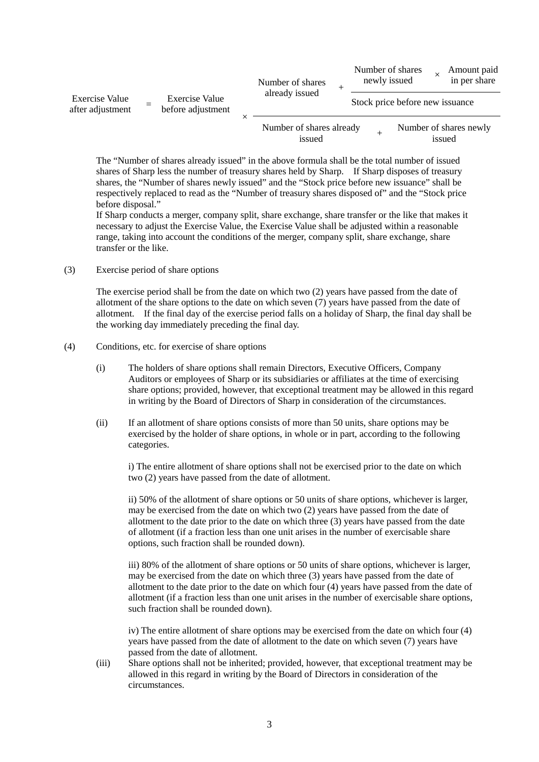$$\text{Exercise Value after adjustment} = \text{Exercise Value before adjustment} \times \frac{\text{Number of shares already issued} + \dfrac{\text{Number of shares newly issued} \times \text{Amount paid in per share}}{\text{Stock price before new issuance}}}{\text{Number of shares already issued} + \text{Number of shares newly issued}}$$

The "Number of shares already issued" in the above formula shall be the total number of issued shares of Sharp less the number of treasury shares held by Sharp. If Sharp disposes of treasury shares, the "Number of shares newly issued" and the "Stock price before new issuance" shall be respectively replaced to read as the "Number of treasury shares disposed of" and the "Stock price before disposal."

If Sharp conducts a merger, company split, share exchange, share transfer or the like that makes it necessary to adjust the Exercise Value, the Exercise Value shall be adjusted within a reasonable range, taking into account the conditions of the merger, company split, share exchange, share transfer or the like.

(3) Exercise period of share options

The exercise period shall be from the date on which two (2) years have passed from the date of allotment of the share options to the date on which seven (7) years have passed from the date of allotment. If the final day of the exercise period falls on a holiday of Sharp, the final day shall be the working day immediately preceding the final day.

(4) Conditions, etc. for exercise of share options

(i) The holders of share options shall remain Directors, Executive Officers, Company Auditors or employees of Sharp or its subsidiaries or affiliates at the time of exercising share options; provided, however, that exceptional treatment may be allowed in this regard in writing by the Board of Directors of Sharp in consideration of the circumstances.

(ii) If an allotment of share options consists of more than 50 units, share options may be exercised by the holder of share options, in whole or in part, according to the following categories.

i) The entire allotment of share options shall not be exercised prior to the date on which two (2) years have passed from the date of allotment.

ii) 50% of the allotment of share options or 50 units of share options, whichever is larger, may be exercised from the date on which two (2) years have passed from the date of allotment to the date prior to the date on which three (3) years have passed from the date of allotment (if a fraction less than one unit arises in the number of exercisable share options, such fraction shall be rounded down).

iii) 80% of the allotment of share options or 50 units of share options, whichever is larger, may be exercised from the date on which three (3) years have passed from the date of allotment to the date prior to the date on which four (4) years have passed from the date of allotment (if a fraction less than one unit arises in the number of exercisable share options, such fraction shall be rounded down).

iv) The entire allotment of share options may be exercised from the date on which four (4) years have passed from the date of allotment to the date on which seven (7) years have passed from the date of allotment.

(iii) Share options shall not be inherited; provided, however, that exceptional treatment may be allowed in this regard in writing by the Board of Directors in consideration of the circumstances.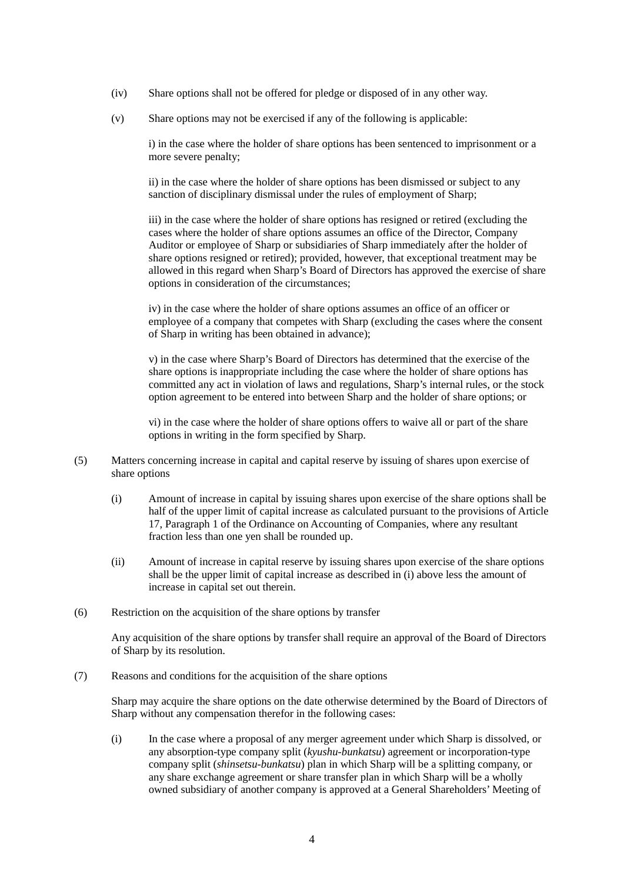(iv) Share options shall not be offered for pledge or disposed of in any other way.

(v) Share options may not be exercised if any of the following is applicable:

i) in the case where the holder of share options has been sentenced to imprisonment or a more severe penalty;

ii) in the case where the holder of share options has been dismissed or subject to any sanction of disciplinary dismissal under the rules of employment of Sharp;

iii) in the case where the holder of share options has resigned or retired (excluding the cases where the holder of share options assumes an office of the Director, Company Auditor or employee of Sharp or subsidiaries of Sharp immediately after the holder of share options resigned or retired); provided, however, that exceptional treatment may be allowed in this regard when Sharp's Board of Directors has approved the exercise of share options in consideration of the circumstances;

iv) in the case where the holder of share options assumes an office of an officer or employee of a company that competes with Sharp (excluding the cases where the consent of Sharp in writing has been obtained in advance);

v) in the case where Sharp's Board of Directors has determined that the exercise of the share options is inappropriate including the case where the holder of share options has committed any act in violation of laws and regulations, Sharp's internal rules, or the stock option agreement to be entered into between Sharp and the holder of share options; or

vi) in the case where the holder of share options offers to waive all or part of the share options in writing in the form specified by Sharp.

(5) Matters concerning increase in capital and capital reserve by issuing of shares upon exercise of share options

(i) Amount of increase in capital by issuing shares upon exercise of the share options shall be half of the upper limit of capital increase as calculated pursuant to the provisions of Article 17, Paragraph 1 of the Ordinance on Accounting of Companies, where any resultant fraction less than one yen shall be rounded up.

(ii) Amount of increase in capital reserve by issuing shares upon exercise of the share options shall be the upper limit of capital increase as described in (i) above less the amount of increase in capital set out therein.

(6) Restriction on the acquisition of the share options by transfer

Any acquisition of the share options by transfer shall require an approval of the Board of Directors of Sharp by its resolution.

(7) Reasons and conditions for the acquisition of the share options

Sharp may acquire the share options on the date otherwise determined by the Board of Directors of Sharp without any compensation therefor in the following cases:

(i) In the case where a proposal of any merger agreement under which Sharp is dissolved, or any absorption-type company split (*kyushu-bunkatsu*) agreement or incorporation-type company split (*shinsetsu-bunkatsu*) plan in which Sharp will be a splitting company, or any share exchange agreement or share transfer plan in which Sharp will be a wholly owned subsidiary of another company is approved at a General Shareholders' Meeting of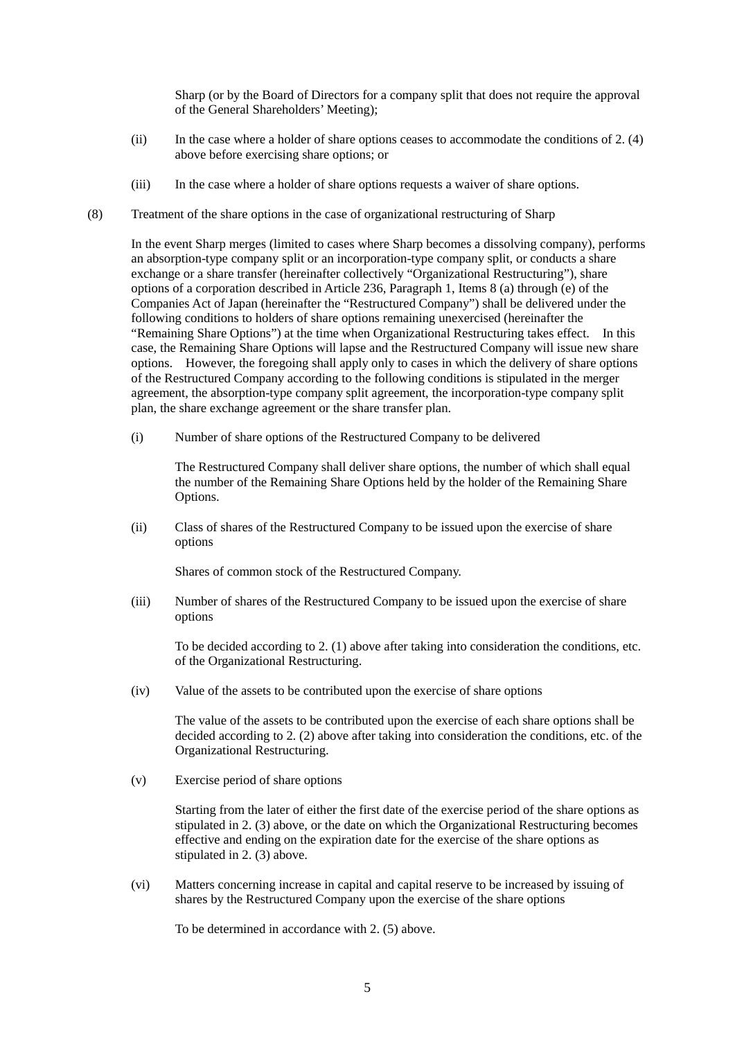Sharp (or by the Board of Directors for a company split that does not require the approval of the General Shareholders' Meeting);

(ii) In the case where a holder of share options ceases to accommodate the conditions of 2. (4) above before exercising share options; or

(iii) In the case where a holder of share options requests a waiver of share options.

(8) Treatment of the share options in the case of organizational restructuring of Sharp

In the event Sharp merges (limited to cases where Sharp becomes a dissolving company), performs an absorption-type company split or an incorporation-type company split, or conducts a share exchange or a share transfer (hereinafter collectively "Organizational Restructuring"), share options of a corporation described in Article 236, Paragraph 1, Items 8 (a) through (e) of the Companies Act of Japan (hereinafter the "Restructured Company") shall be delivered under the following conditions to holders of share options remaining unexercised (hereinafter the "Remaining Share Options") at the time when Organizational Restructuring takes effect. In this case, the Remaining Share Options will lapse and the Restructured Company will issue new share options. However, the foregoing shall apply only to cases in which the delivery of share options of the Restructured Company according to the following conditions is stipulated in the merger agreement, the absorption-type company split agreement, the incorporation-type company split plan, the share exchange agreement or the share transfer plan.

(i) Number of share options of the Restructured Company to be delivered

The Restructured Company shall deliver share options, the number of which shall equal the number of the Remaining Share Options held by the holder of the Remaining Share Options.

(ii) Class of shares of the Restructured Company to be issued upon the exercise of share options

Shares of common stock of the Restructured Company.

(iii) Number of shares of the Restructured Company to be issued upon the exercise of share options

To be decided according to 2. (1) above after taking into consideration the conditions, etc. of the Organizational Restructuring.

(iv) Value of the assets to be contributed upon the exercise of share options

The value of the assets to be contributed upon the exercise of each share options shall be decided according to 2. (2) above after taking into consideration the conditions, etc. of the Organizational Restructuring.

(v) Exercise period of share options

Starting from the later of either the first date of the exercise period of the share options as stipulated in 2. (3) above, or the date on which the Organizational Restructuring becomes effective and ending on the expiration date for the exercise of the share options as stipulated in 2. (3) above.

(vi) Matters concerning increase in capital and capital reserve to be increased by issuing of shares by the Restructured Company upon the exercise of the share options

To be determined in accordance with 2. (5) above.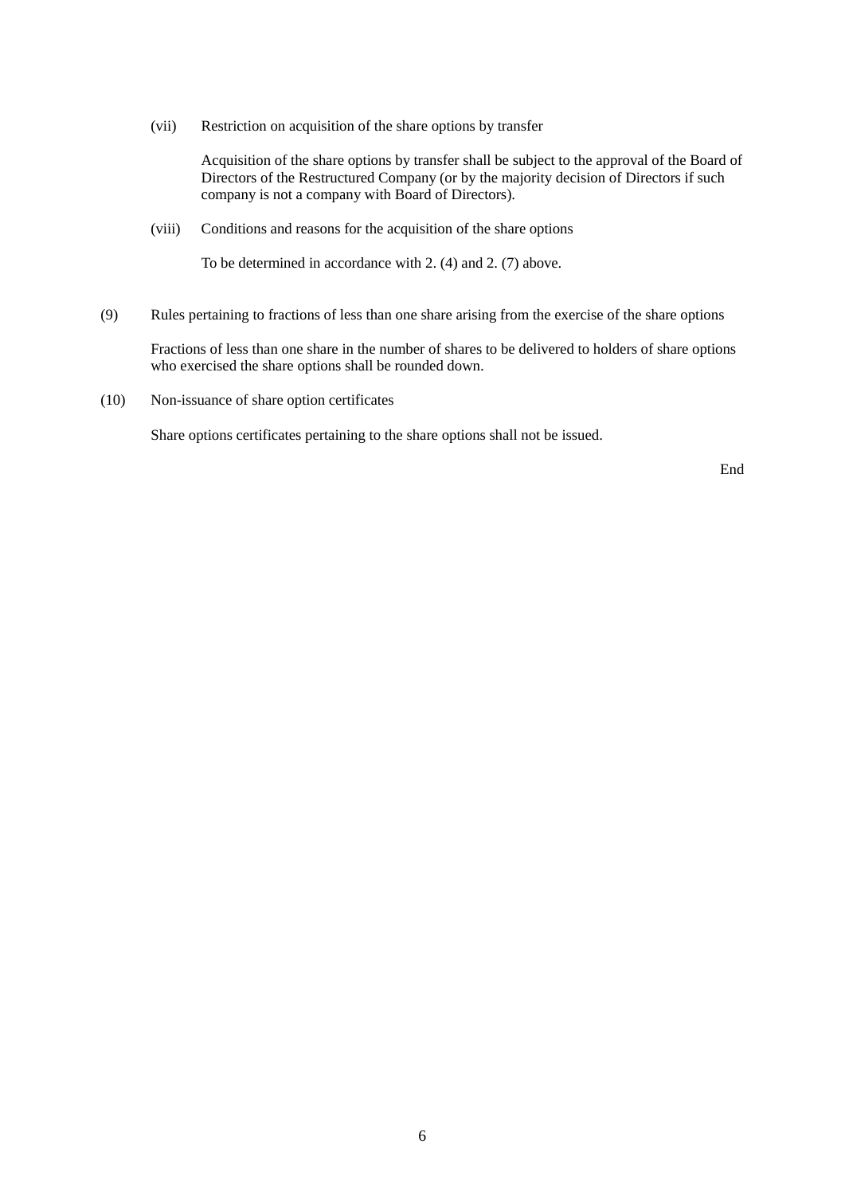(vii) Restriction on acquisition of the share options by transfer

Acquisition of the share options by transfer shall be subject to the approval of the Board of Directors of the Restructured Company (or by the majority decision of Directors if such company is not a company with Board of Directors).

(viii) Conditions and reasons for the acquisition of the share options

To be determined in accordance with 2. (4) and 2. (7) above.

(9) Rules pertaining to fractions of less than one share arising from the exercise of the share options

Fractions of less than one share in the number of shares to be delivered to holders of share options who exercised the share options shall be rounded down.

(10) Non-issuance of share option certificates

Share options certificates pertaining to the share options shall not be issued.

End